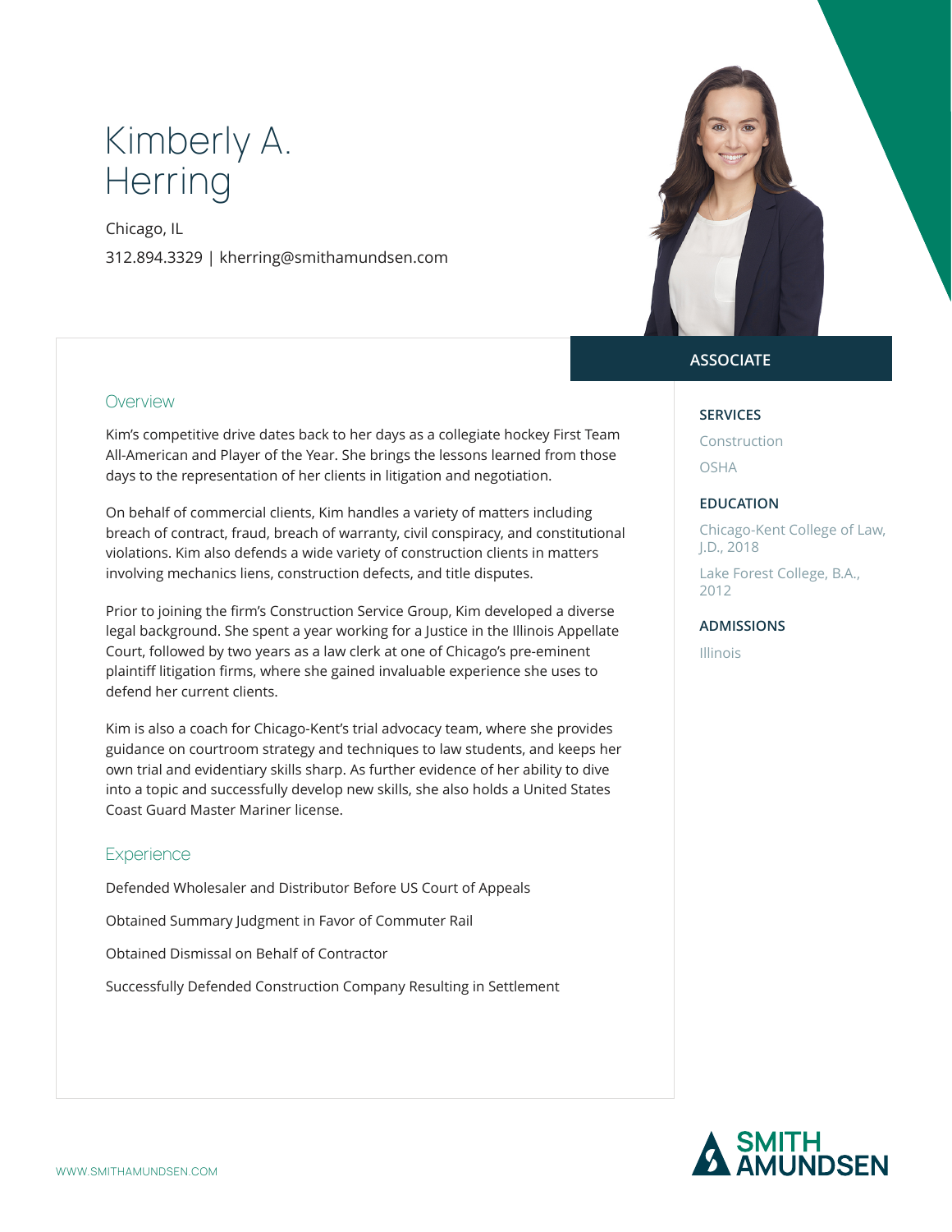# Kimberly A. Herring

Chicago, IL

312.894.3329 | kherring@smithamundsen.com

**ASSOCIATE**

## Overview

Kim's competitive drive dates back to her days as a collegiate hockey First Team All-American and Player of the Year. She brings the lessons learned from those days to the representation of her clients in litigation and negotiation.

On behalf of commercial clients, Kim handles a variety of matters including breach of contract, fraud, breach of warranty, civil conspiracy, and constitutional violations. Kim also defends a wide variety of construction clients in matters involving mechanics liens, construction defects, and title disputes.

Prior to joining the firm's Construction Service Group, Kim developed a diverse legal background. She spent a year working for a Justice in the Illinois Appellate Court, followed by two years as a law clerk at one of Chicago's pre-eminent plaintiff litigation firms, where she gained invaluable experience she uses to defend her current clients.

Kim is also a coach for Chicago-Kent's trial advocacy team, where she provides guidance on courtroom strategy and techniques to law students, and keeps her own trial and evidentiary skills sharp. As further evidence of her ability to dive into a topic and successfully develop new skills, she also holds a United States Coast Guard Master Mariner license.

## Experience

Defended Wholesaler and Distributor Before US Court of Appeals

Obtained Summary Judgment in Favor of Commuter Rail

Obtained Dismissal on Behalf of Contractor

Successfully Defended Construction Company Resulting in Settlement

### SERVICES

Construction

OSHA

### EDUCATION

Chicago-Kent College of Law, J.D., 2018

Lake Forest College, B.A., 2012

### ADMISSIONS

Illinois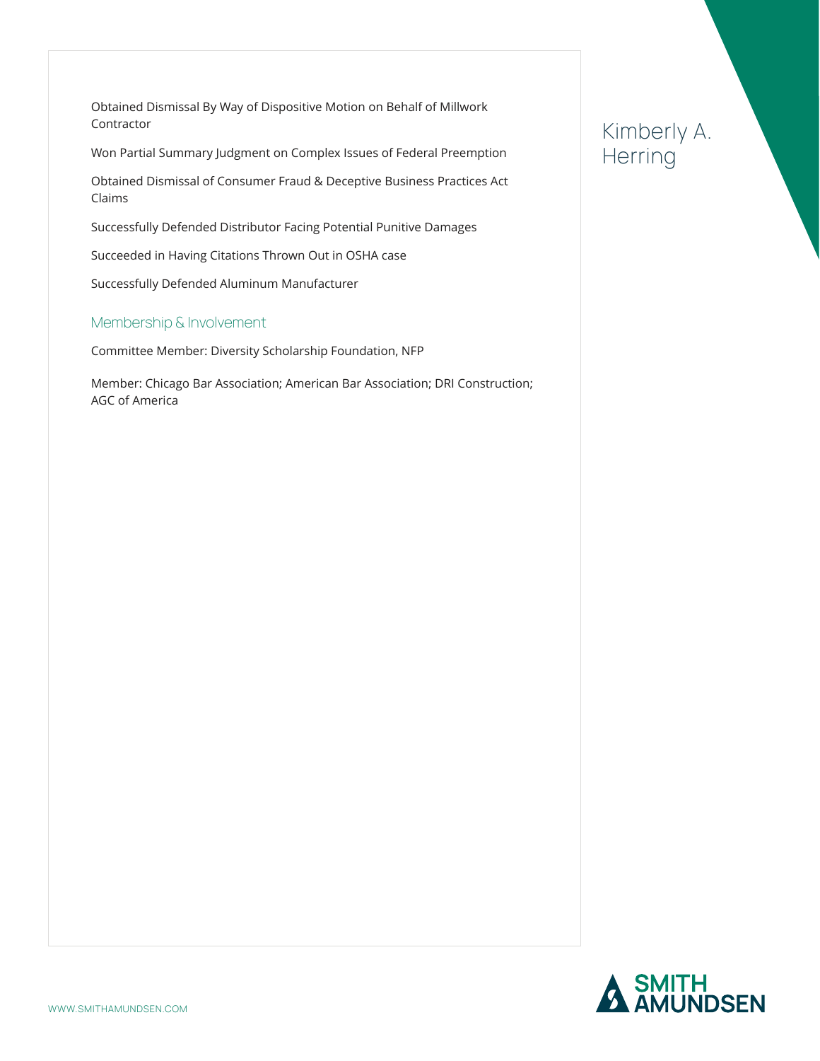Obtained Dismissal By Way of Dispositive Motion on Behalf of Millwork Contractor

Won Partial Summary Judgment on Complex Issues of Federal Preemption

Obtained Dismissal of Consumer Fraud & Deceptive Business Practices Act Claims

Successfully Defended Distributor Facing Potential Punitive Damages

Succeeded in Having Citations Thrown Out in OSHA case

Successfully Defended Aluminum Manufacturer

## Membership & Involvement

Committee Member: Diversity Scholarship Foundation, NFP

Member: Chicago Bar Association; American Bar Association; DRI Construction; AGC of America